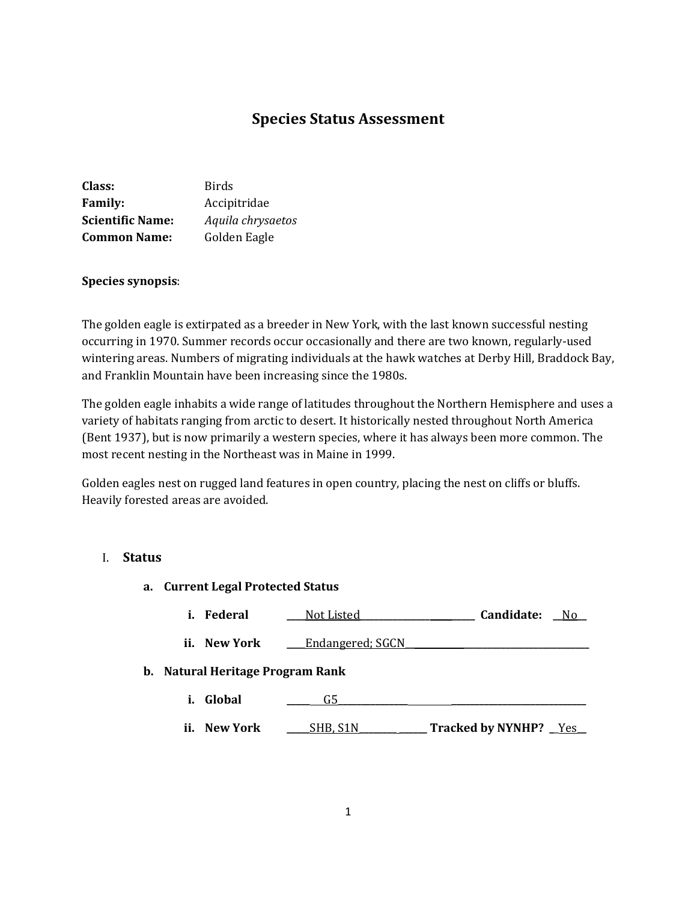# Species Status Assessment

**Class:** Birds
**Family:** Accipitridae
**Scientific Name:** *Aquila chrysaetos*
**Common Name:** Golden Eagle

**Species synopsis**:

The golden eagle is extirpated as a breeder in New York, with the last known successful nesting occurring in 1970. Summer records occur occasionally and there are two known, regularly-used wintering areas. Numbers of migrating individuals at the hawk watches at Derby Hill, Braddock Bay, and Franklin Mountain have been increasing since the 1980s.

The golden eagle inhabits a wide range of latitudes throughout the Northern Hemisphere and uses a variety of habitats ranging from arctic to desert. It historically nested throughout North America (Bent 1937), but is now primarily a western species, where it has always been more common. The most recent nesting in the Northeast was in Maine in 1999.

Golden eagles nest on rugged land features in open country, placing the nest on cliffs or bluffs. Heavily forested areas are avoided.

## I. Status

### a. Current Legal Protected Status

**i. Federal** Not Listed **Candidate:** No

**ii. New York** Endangered; SGCN

### b. Natural Heritage Program Rank

**i. Global** G5

**ii. New York** SHB, S1N **Tracked by NYNHP?** Yes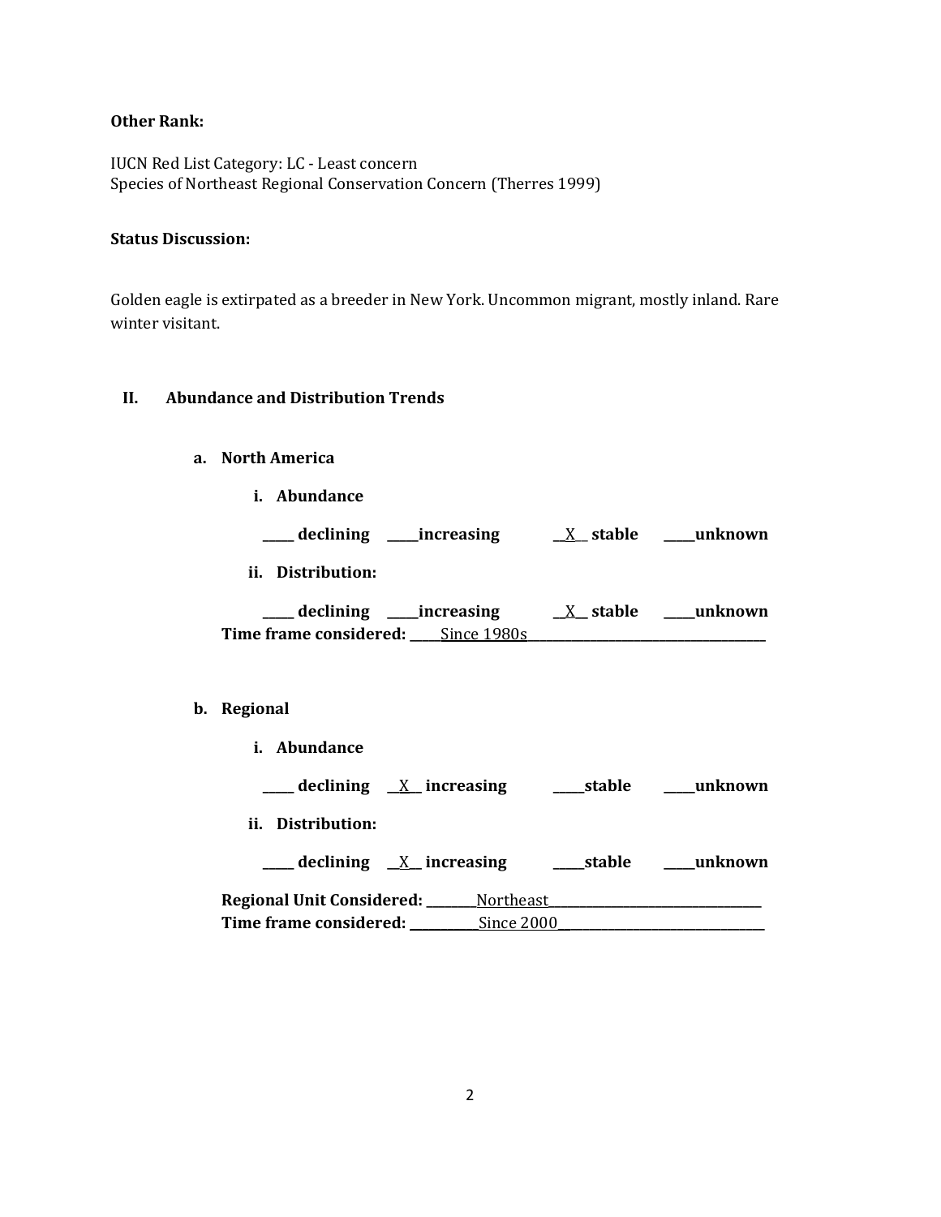**Other Rank:**

IUCN Red List Category: LC - Least concern
Species of Northeast Regional Conservation Concern (Therres 1999)

**Status Discussion:**

Golden eagle is extirpated as a breeder in New York. Uncommon migrant, mostly inland. Rare winter visitant.

## II. Abundance and Distribution Trends

### a. North America

**i. Abundance**

**_____ declining _____increasing __X__ stable _____unknown**

**ii. Distribution:**

**_____ declining _____increasing __X__ stable _____unknown**

**Time frame considered:** _____Since 1980s_____

### b. Regional

**i. Abundance**

**_____ declining __X__ increasing _____stable _____unknown**

**ii. Distribution:**

**_____ declining __X__ increasing _____stable _____unknown**

**Regional Unit Considered:** ________Northeast________

**Time frame considered:** ___________Since 2000___________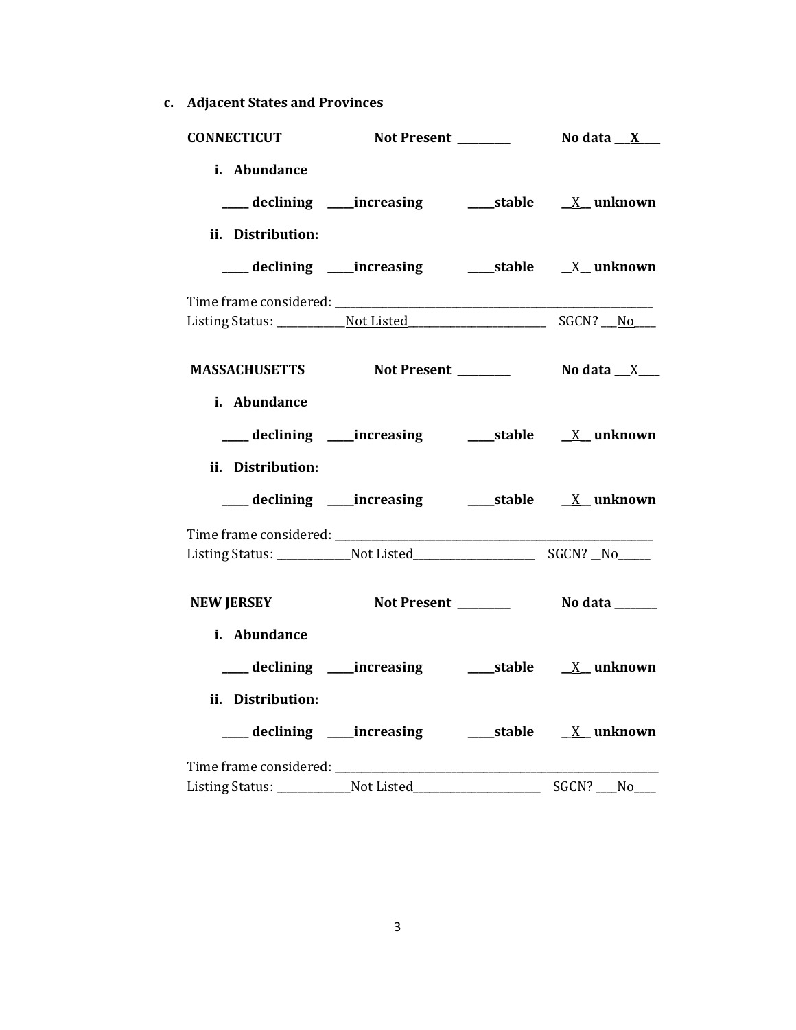**c. Adjacent States and Provinces**

**CONNECTICUT** **Not Present** __________ **No data** ___**X**____

**i. Abundance**

_____ **declining** _____**increasing** _____**stable** __X__ **unknown**

**ii. Distribution:**

_____ **declining** _____**increasing** _____**stable** __X__ **unknown**

Time frame considered: ___________________________________________________________

Listing Status: _____________Not Listed__________________________ SGCN? ___No____

**MASSACHUSETTS** **Not Present** __________ **No data** ___X____

**i. Abundance**

_____ **declining** _____**increasing** _____**stable** __X__ **unknown**

**ii. Distribution:**

_____ **declining** _____**increasing** _____**stable** __X__ **unknown**

Time frame considered: ___________________________________________________________

Listing Status: ______________Not Listed_______________________ SGCN? __No______

**NEW JERSEY** **Not Present** __________ **No data** ________

**i. Abundance**

_____ **declining** _____**increasing** _____**stable** __X__ **unknown**

**ii. Distribution:**

_____ **declining** _____**increasing** _____**stable** __X__ **unknown**

Time frame considered: ___________________________________________________________

Listing Status: ______________Not Listed_______________________ SGCN? ____No_____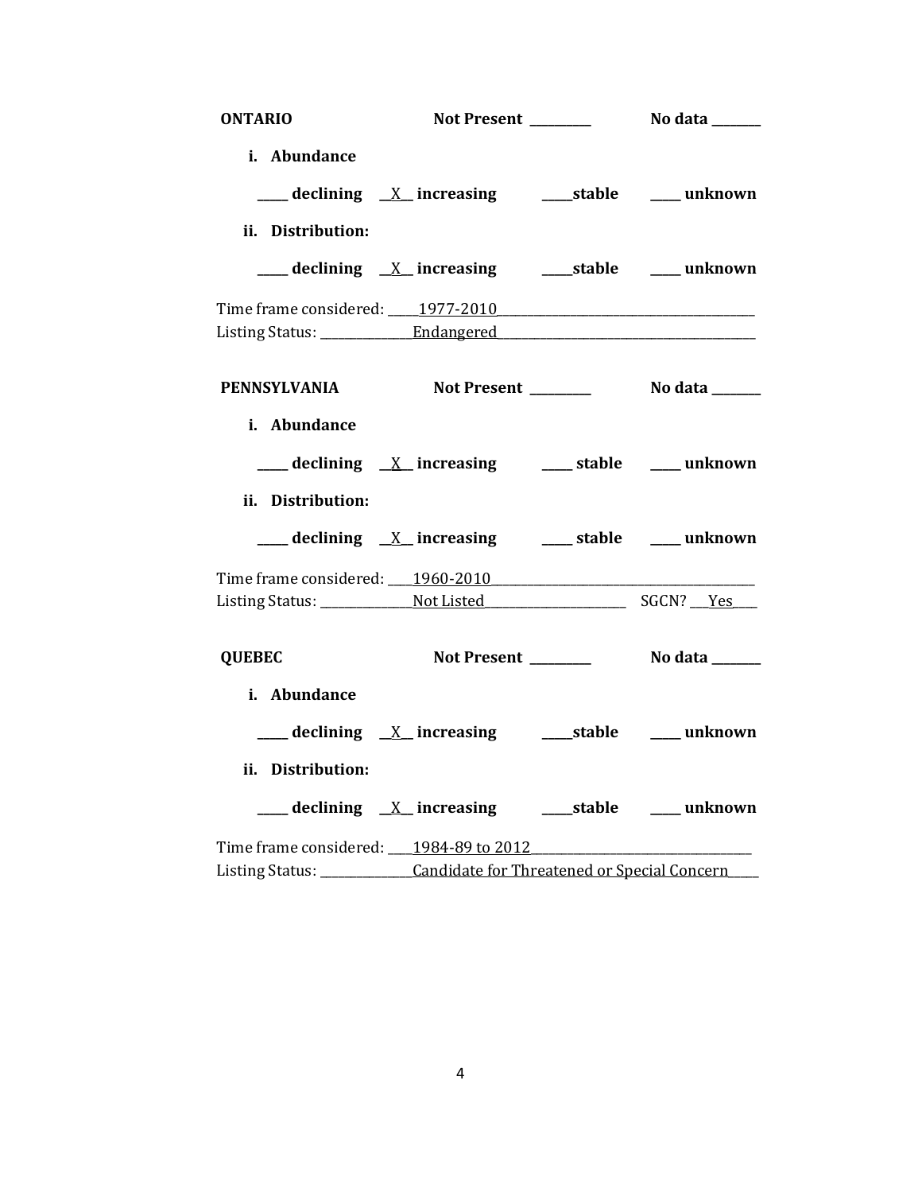**ONTARIO** Not Present ________ No data _______

**i. Abundance**

____ declining __X__ increasing ____stable ____ unknown

**ii. Distribution:**

____ declining __X__ increasing ____stable ____ unknown

Time frame considered: ____1977-2010________________________________

Listing Status: ____________Endangered________________________________

**PENNSYLVANIA** Not Present ________ No data _______

**i. Abundance**

____ declining __X__ increasing ____ stable ____ unknown

**ii. Distribution:**

____ declining __X__ increasing ____ stable ____ unknown

Time frame considered: ____1960-2010________________________________

Listing Status: ____________Not Listed__________________ SGCN? ___Yes____

**QUEBEC** Not Present ________ No data _______

**i. Abundance**

____ declining __X__ increasing ____stable ____ unknown

**ii. Distribution:**

____ declining __X__ increasing ____stable ____ unknown

Time frame considered: ____1984-89 to 2012___________________________

Listing Status: ____________Candidate for Threatened or Special Concern____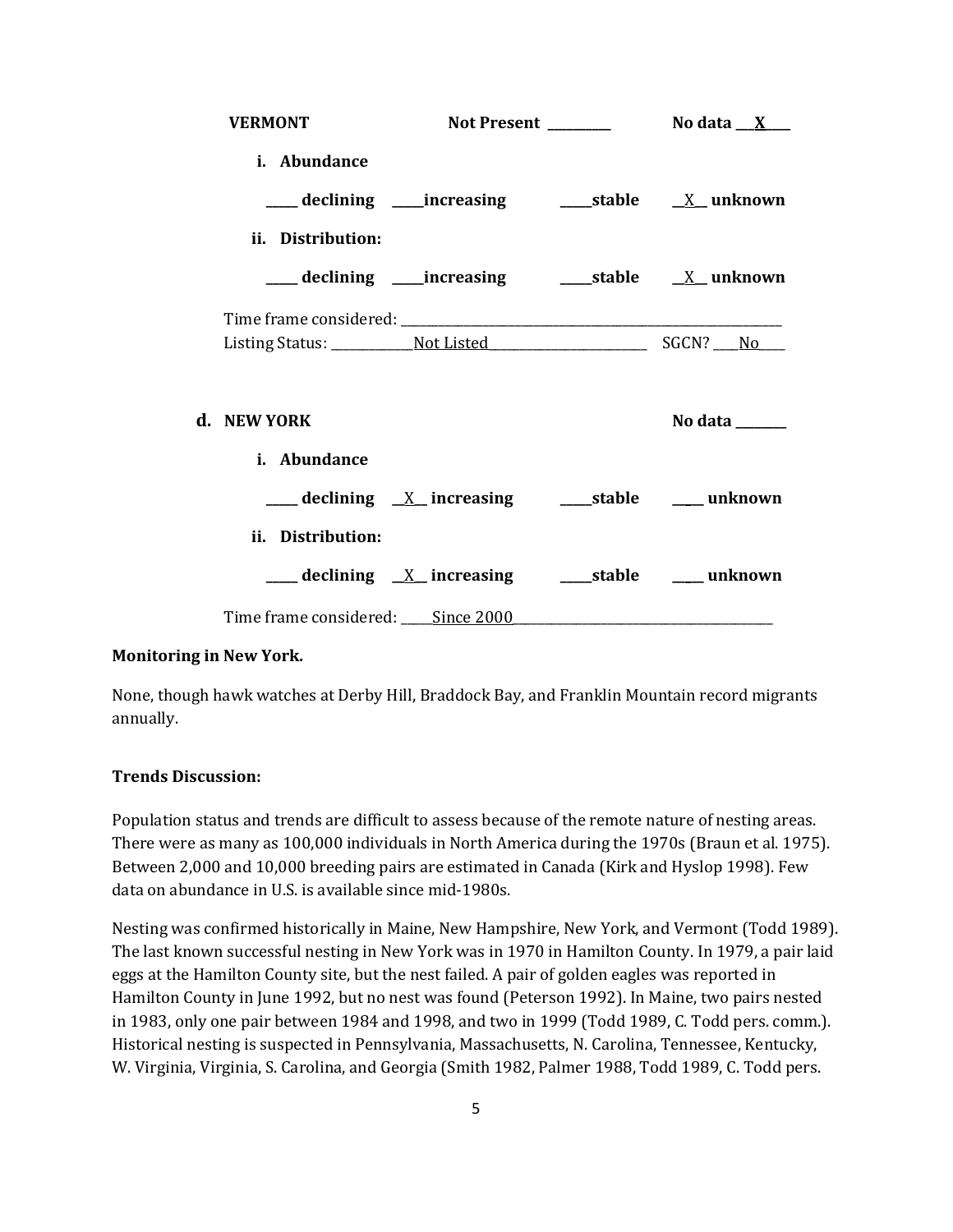**VERMONT** **Not Present** _________ **No data** ___X____

**i. Abundance**

_____ **declining** _____**increasing** _____**stable** __X__ **unknown**

**ii. Distribution:**

_____ **declining** _____**increasing** _____**stable** __X__ **unknown**

Time frame considered: ___________________________________________________________

Listing Status: _____________Not Listed_________________________ SGCN? ____No____

**d. NEW YORK** **No data** ________

**i. Abundance**

_____ **declining** __X__ **increasing** _____**stable** ____ **unknown**

**ii. Distribution:**

_____ **declining** __X__ **increasing** _____**stable** ____ **unknown**

Time frame considered: _____Since 2000_________________________________________

**Monitoring in New York.**

None, though hawk watches at Derby Hill, Braddock Bay, and Franklin Mountain record migrants annually.

**Trends Discussion:**

Population status and trends are difficult to assess because of the remote nature of nesting areas. There were as many as 100,000 individuals in North America during the 1970s (Braun et al. 1975). Between 2,000 and 10,000 breeding pairs are estimated in Canada (Kirk and Hyslop 1998). Few data on abundance in U.S. is available since mid-1980s.

Nesting was confirmed historically in Maine, New Hampshire, New York, and Vermont (Todd 1989). The last known successful nesting in New York was in 1970 in Hamilton County. In 1979, a pair laid eggs at the Hamilton County site, but the nest failed. A pair of golden eagles was reported in Hamilton County in June 1992, but no nest was found (Peterson 1992). In Maine, two pairs nested in 1983, only one pair between 1984 and 1998, and two in 1999 (Todd 1989, C. Todd pers. comm.). Historical nesting is suspected in Pennsylvania, Massachusetts, N. Carolina, Tennessee, Kentucky, W. Virginia, Virginia, S. Carolina, and Georgia (Smith 1982, Palmer 1988, Todd 1989, C. Todd pers.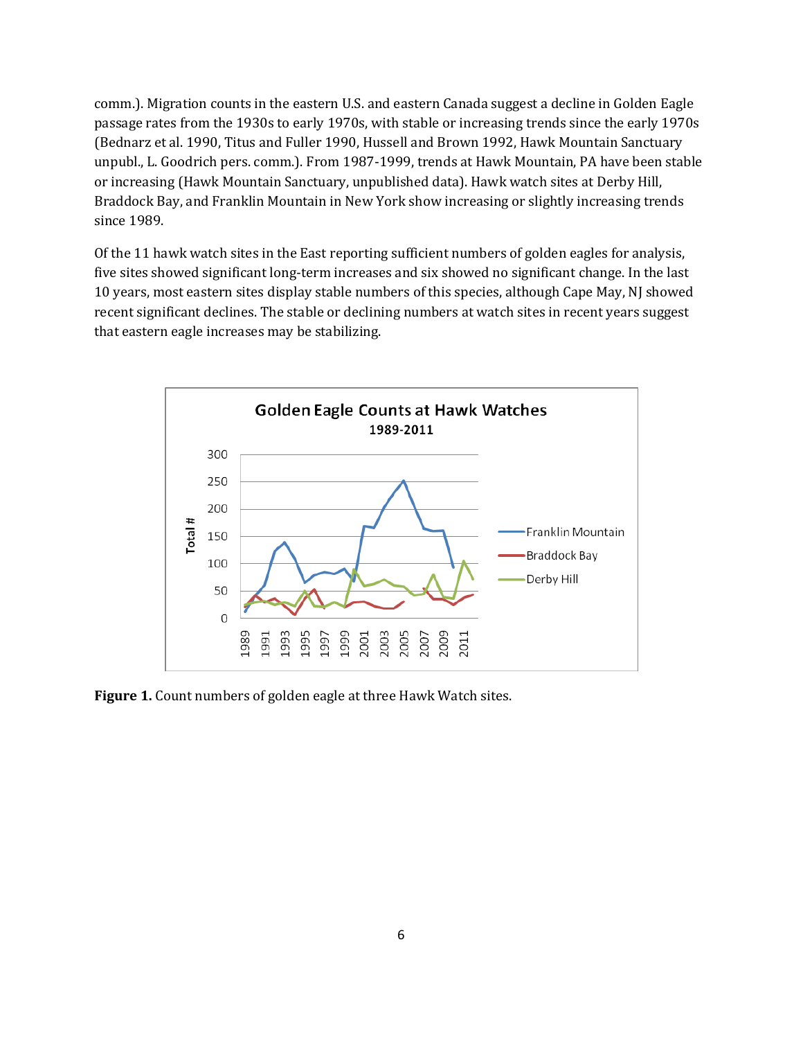comm.). Migration counts in the eastern U.S. and eastern Canada suggest a decline in Golden Eagle passage rates from the 1930s to early 1970s, with stable or increasing trends since the early 1970s (Bednarz et al. 1990, Titus and Fuller 1990, Hussell and Brown 1992, Hawk Mountain Sanctuary unpubl., L. Goodrich pers. comm.). From 1987-1999, trends at Hawk Mountain, PA have been stable or increasing (Hawk Mountain Sanctuary, unpublished data). Hawk watch sites at Derby Hill, Braddock Bay, and Franklin Mountain in New York show increasing or slightly increasing trends since 1989.

Of the 11 hawk watch sites in the East reporting sufficient numbers of golden eagles for analysis, five sites showed significant long-term increases and six showed no significant change. In the last 10 years, most eastern sites display stable numbers of this species, although Cape May, NJ showed recent significant declines. The stable or declining numbers at watch sites in recent years suggest that eastern eagle increases may be stabilizing.

**Figure 1.** Count numbers of golden eagle at three Hawk Watch sites.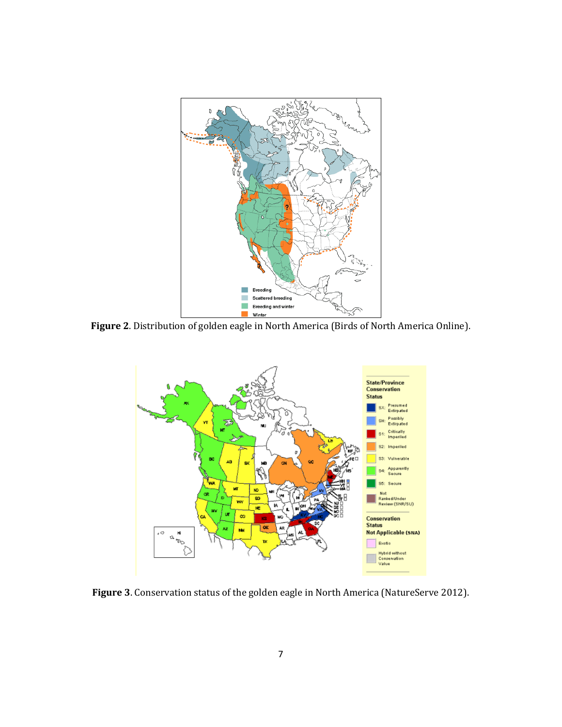**Figure 2**. Distribution of golden eagle in North America (Birds of North America Online).

**Figure 3**. Conservation status of the golden eagle in North America (NatureServe 2012).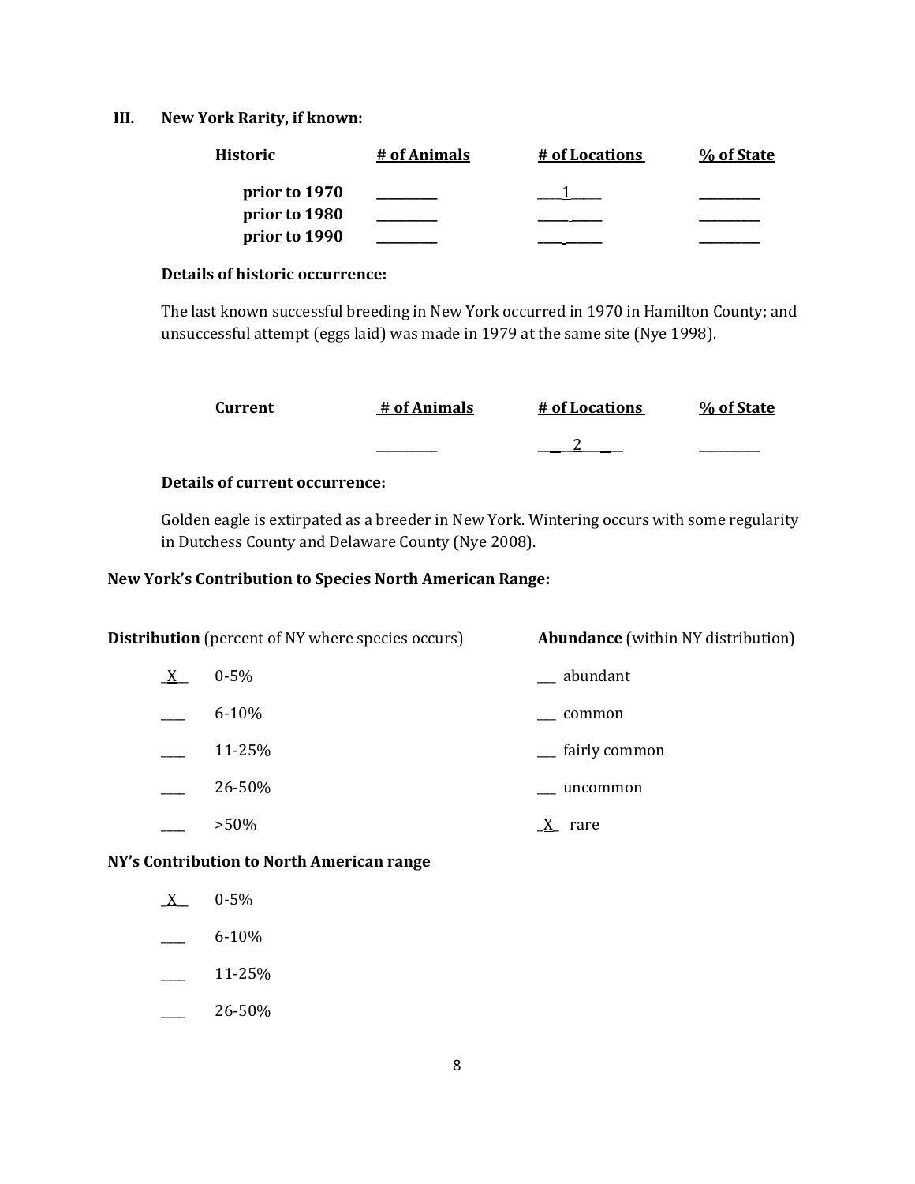## III. New York Rarity, if known:

| Historic | # of Animals | # of Locations | % of State |
|---|---|---|---|
| prior to 1970 | ________ | ___1____ | ________ |
| prior to 1980 | ________ | ________ | ________ |
| prior to 1990 | ________ | ________ | ________ |

**Details of historic occurrence:**

The last known successful breeding in New York occurred in 1970 in Hamilton County; and unsuccessful attempt (eggs laid) was made in 1979 at the same site (Nye 1998).

| Current | # of Animals | # of Locations | % of State |
|---|---|---|---|
| | ________ | ____2____ | ________ |

**Details of current occurrence:**

Golden eagle is extirpated as a breeder in New York. Wintering occurs with some regularity in Dutchess County and Delaware County (Nye 2008).

**New York's Contribution to Species North American Range:**

| **Distribution** (percent of NY where species occurs) | | **Abundance** (within NY distribution) | |
|---|---|---|---|
| _X_ | 0-5% | ___ | abundant |
| ___ | 6-10% | ___ | common |
| ___ | 11-25% | ___ | fairly common |
| ___ | 26-50% | ___ | uncommon |
| ___ | >50% | _X_ | rare |

**NY's Contribution to North American range**

_X_ 0-5%

___ 6-10%

___ 11-25%

___ 26-50%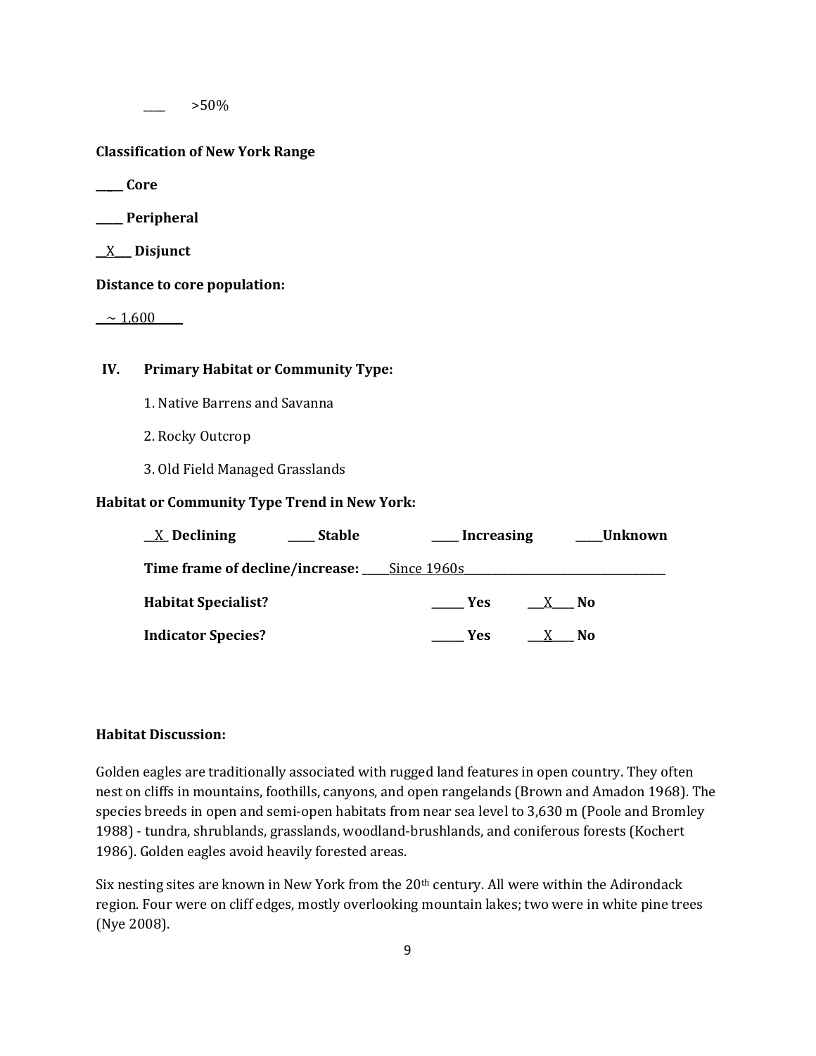____ >50%

**Classification of New York Range**

**_____ Core**

**_____ Peripheral**

**__X___ Disjunct**

**Distance to core population:**

__~ 1,600_____

## IV. Primary Habitat or Community Type:

1. Native Barrens and Savanna
2. Rocky Outcrop
3. Old Field Managed Grasslands

**Habitat or Community Type Trend in New York:**

**__X_ Declining** **_____ Stable** **_____ Increasing** **_____Unknown**

**Time frame of decline/increase:** _____Since 1960s_____

**Habitat Specialist?** **______ Yes** **___X____ No**

**Indicator Species?** **______ Yes** **___X____ No**

**Habitat Discussion:**

Golden eagles are traditionally associated with rugged land features in open country. They often nest on cliffs in mountains, foothills, canyons, and open rangelands (Brown and Amadon 1968). The species breeds in open and semi-open habitats from near sea level to 3,630 m (Poole and Bromley 1988) - tundra, shrublands, grasslands, woodland-brushlands, and coniferous forests (Kochert 1986). Golden eagles avoid heavily forested areas.

Six nesting sites are known in New York from the 20th century. All were within the Adirondack region. Four were on cliff edges, mostly overlooking mountain lakes; two were in white pine trees (Nye 2008).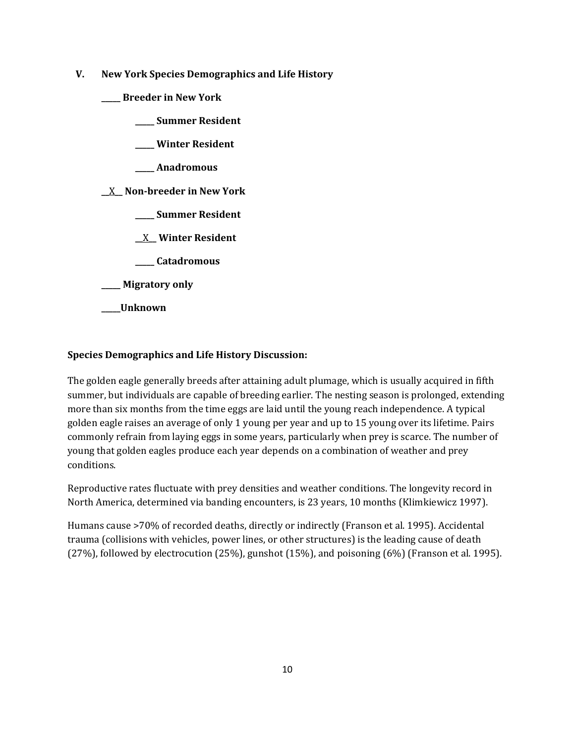## V. New York Species Demographics and Life History

**_____ Breeder in New York**

**_____ Summer Resident**

**_____ Winter Resident**

**_____ Anadromous**

**\_\_X\_\_ Non-breeder in New York**

**_____ Summer Resident**

**\_\_X\_\_ Winter Resident**

**_____ Catadromous**

**_____ Migratory only**

**_____Unknown**

**Species Demographics and Life History Discussion:**

The golden eagle generally breeds after attaining adult plumage, which is usually acquired in fifth summer, but individuals are capable of breeding earlier. The nesting season is prolonged, extending more than six months from the time eggs are laid until the young reach independence. A typical golden eagle raises an average of only 1 young per year and up to 15 young over its lifetime. Pairs commonly refrain from laying eggs in some years, particularly when prey is scarce. The number of young that golden eagles produce each year depends on a combination of weather and prey conditions.

Reproductive rates fluctuate with prey densities and weather conditions. The longevity record in North America, determined via banding encounters, is 23 years, 10 months (Klimkiewicz 1997).

Humans cause >70% of recorded deaths, directly or indirectly (Franson et al. 1995). Accidental trauma (collisions with vehicles, power lines, or other structures) is the leading cause of death (27%), followed by electrocution (25%), gunshot (15%), and poisoning (6%) (Franson et al. 1995).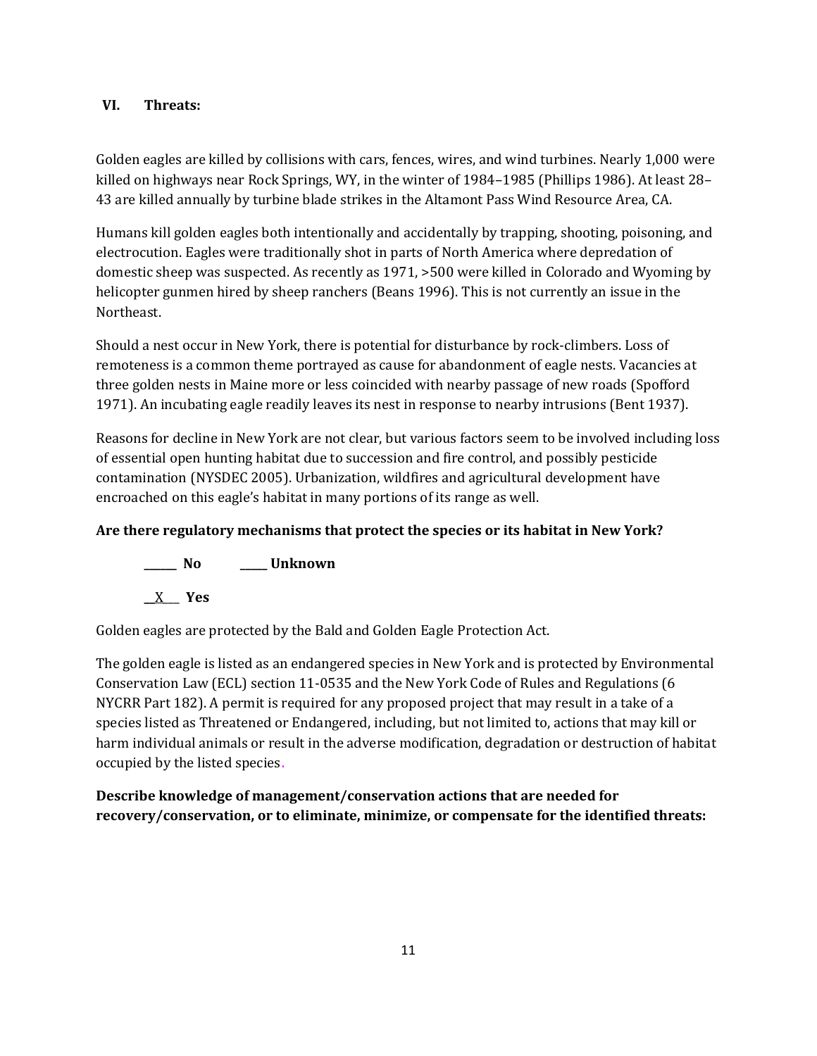## VI. Threats:

Golden eagles are killed by collisions with cars, fences, wires, and wind turbines. Nearly 1,000 were killed on highways near Rock Springs, WY, in the winter of 1984–1985 (Phillips 1986). At least 28–43 are killed annually by turbine blade strikes in the Altamont Pass Wind Resource Area, CA.

Humans kill golden eagles both intentionally and accidentally by trapping, shooting, poisoning, and electrocution. Eagles were traditionally shot in parts of North America where depredation of domestic sheep was suspected. As recently as 1971, >500 were killed in Colorado and Wyoming by helicopter gunmen hired by sheep ranchers (Beans 1996). This is not currently an issue in the Northeast.

Should a nest occur in New York, there is potential for disturbance by rock-climbers. Loss of remoteness is a common theme portrayed as cause for abandonment of eagle nests. Vacancies at three golden nests in Maine more or less coincided with nearby passage of new roads (Spofford 1971). An incubating eagle readily leaves its nest in response to nearby intrusions (Bent 1937).

Reasons for decline in New York are not clear, but various factors seem to be involved including loss of essential open hunting habitat due to succession and fire control, and possibly pesticide contamination (NYSDEC 2005). Urbanization, wildfires and agricultural development have encroached on this eagle's habitat in many portions of its range as well.

**Are there regulatory mechanisms that protect the species or its habitat in New York?**

______ **No** _____ **Unknown**

__X___ **Yes**

Golden eagles are protected by the Bald and Golden Eagle Protection Act.

The golden eagle is listed as an endangered species in New York and is protected by Environmental Conservation Law (ECL) section 11-0535 and the New York Code of Rules and Regulations (6 NYCRR Part 182). A permit is required for any proposed project that may result in a take of a species listed as Threatened or Endangered, including, but not limited to, actions that may kill or harm individual animals or result in the adverse modification, degradation or destruction of habitat occupied by the listed species.

**Describe knowledge of management/conservation actions that are needed for recovery/conservation, or to eliminate, minimize, or compensate for the identified threats:**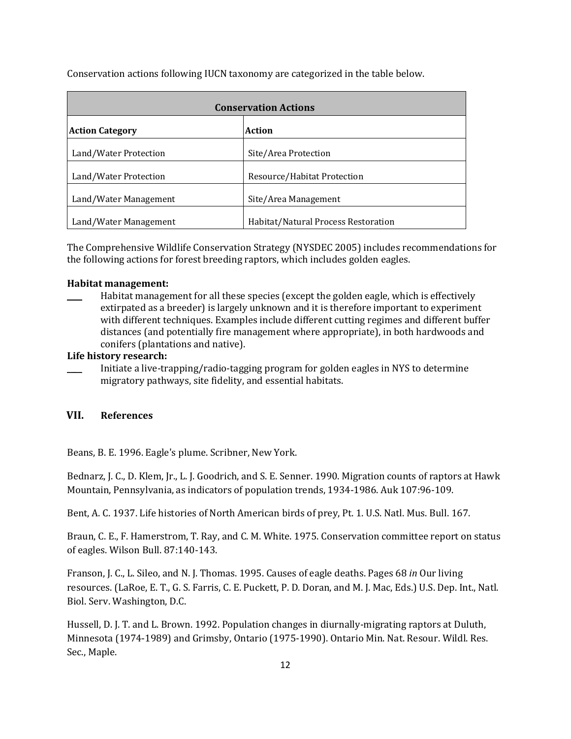Conservation actions following IUCN taxonomy are categorized in the table below.

| Conservation Actions | |
|---|---|
| **Action Category** | **Action** |
| Land/Water Protection | Site/Area Protection |
| Land/Water Protection | Resource/Habitat Protection |
| Land/Water Management | Site/Area Management |
| Land/Water Management | Habitat/Natural Process Restoration |

The Comprehensive Wildlife Conservation Strategy (NYSDEC 2005) includes recommendations for the following actions for forest breeding raptors, which includes golden eagles.

**Habitat management:**

- Habitat management for all these species (except the golden eagle, which is effectively extirpated as a breeder) is largely unknown and it is therefore important to experiment with different techniques. Examples include different cutting regimes and different buffer distances (and potentially fire management where appropriate), in both hardwoods and conifers (plantations and native).

**Life history research:**

- Initiate a live-trapping/radio-tagging program for golden eagles in NYS to determine migratory pathways, site fidelity, and essential habitats.

## VII. References

Beans, B. E. 1996. Eagle's plume. Scribner, New York.

Bednarz, J. C., D. Klem, Jr., L. J. Goodrich, and S. E. Senner. 1990. Migration counts of raptors at Hawk Mountain, Pennsylvania, as indicators of population trends, 1934-1986. Auk 107:96-109.

Bent, A. C. 1937. Life histories of North American birds of prey, Pt. 1. U.S. Natl. Mus. Bull. 167.

Braun, C. E., F. Hamerstrom, T. Ray, and C. M. White. 1975. Conservation committee report on status of eagles. Wilson Bull. 87:140-143.

Franson, J. C., L. Sileo, and N. J. Thomas. 1995. Causes of eagle deaths. Pages 68 *in* Our living resources. (LaRoe, E. T., G. S. Farris, C. E. Puckett, P. D. Doran, and M. J. Mac, Eds.) U.S. Dep. Int., Natl. Biol. Serv. Washington, D.C.

Hussell, D. J. T. and L. Brown. 1992. Population changes in diurnally-migrating raptors at Duluth, Minnesota (1974-1989) and Grimsby, Ontario (1975-1990). Ontario Min. Nat. Resour. Wildl. Res. Sec., Maple.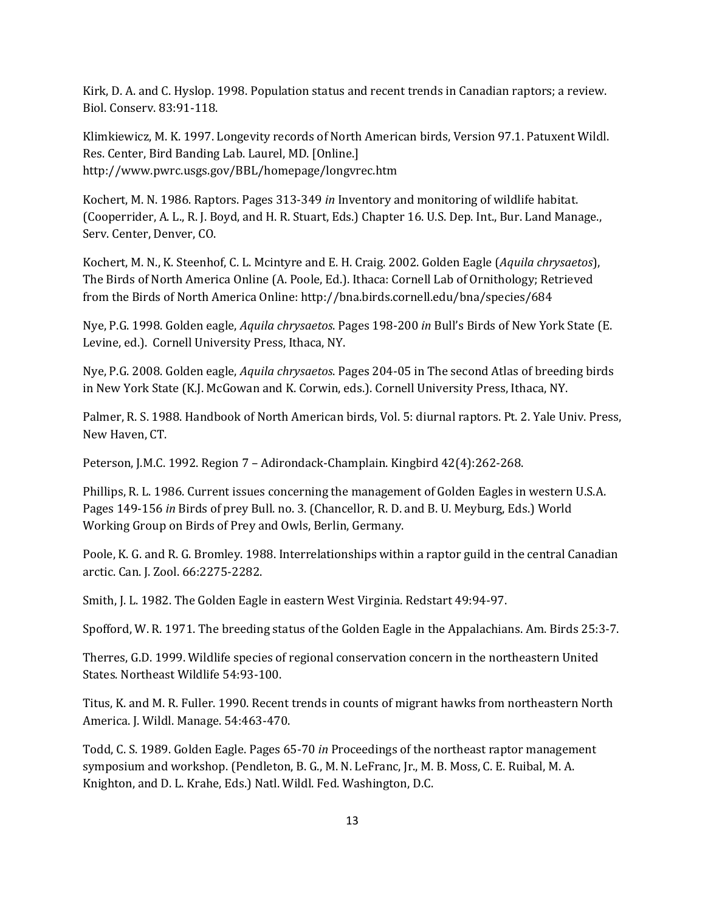Kirk, D. A. and C. Hyslop. 1998. Population status and recent trends in Canadian raptors; a review. Biol. Conserv. 83:91-118.

Klimkiewicz, M. K. 1997. Longevity records of North American birds, Version 97.1. Patuxent Wildl. Res. Center, Bird Banding Lab. Laurel, MD. [Online.] http://www.pwrc.usgs.gov/BBL/homepage/longvrec.htm

Kochert, M. N. 1986. Raptors. Pages 313-349 *in* Inventory and monitoring of wildlife habitat. (Cooperrider, A. L., R. J. Boyd, and H. R. Stuart, Eds.) Chapter 16. U.S. Dep. Int., Bur. Land Manage., Serv. Center, Denver, CO.

Kochert, M. N., K. Steenhof, C. L. Mcintyre and E. H. Craig. 2002. Golden Eagle (*Aquila chrysaetos*), The Birds of North America Online (A. Poole, Ed.). Ithaca: Cornell Lab of Ornithology; Retrieved from the Birds of North America Online: http://bna.birds.cornell.edu/bna/species/684

Nye, P.G. 1998. Golden eagle, *Aquila chrysaetos*. Pages 198-200 *in* Bull's Birds of New York State (E. Levine, ed.). Cornell University Press, Ithaca, NY.

Nye, P.G. 2008. Golden eagle, *Aquila chrysaetos*. Pages 204-05 in The second Atlas of breeding birds in New York State (K.J. McGowan and K. Corwin, eds.). Cornell University Press, Ithaca, NY.

Palmer, R. S. 1988. Handbook of North American birds, Vol. 5: diurnal raptors. Pt. 2. Yale Univ. Press, New Haven, CT.

Peterson, J.M.C. 1992. Region 7 – Adirondack-Champlain. Kingbird 42(4):262-268.

Phillips, R. L. 1986. Current issues concerning the management of Golden Eagles in western U.S.A. Pages 149-156 *in* Birds of prey Bull. no. 3. (Chancellor, R. D. and B. U. Meyburg, Eds.) World Working Group on Birds of Prey and Owls, Berlin, Germany.

Poole, K. G. and R. G. Bromley. 1988. Interrelationships within a raptor guild in the central Canadian arctic. Can. J. Zool. 66:2275-2282.

Smith, J. L. 1982. The Golden Eagle in eastern West Virginia. Redstart 49:94-97.

Spofford, W. R. 1971. The breeding status of the Golden Eagle in the Appalachians. Am. Birds 25:3-7.

Therres, G.D. 1999. Wildlife species of regional conservation concern in the northeastern United States. Northeast Wildlife 54:93-100.

Titus, K. and M. R. Fuller. 1990. Recent trends in counts of migrant hawks from northeastern North America. J. Wildl. Manage. 54:463-470.

Todd, C. S. 1989. Golden Eagle. Pages 65-70 *in* Proceedings of the northeast raptor management symposium and workshop. (Pendleton, B. G., M. N. LeFranc, Jr., M. B. Moss, C. E. Ruibal, M. A. Knighton, and D. L. Krahe, Eds.) Natl. Wildl. Fed. Washington, D.C.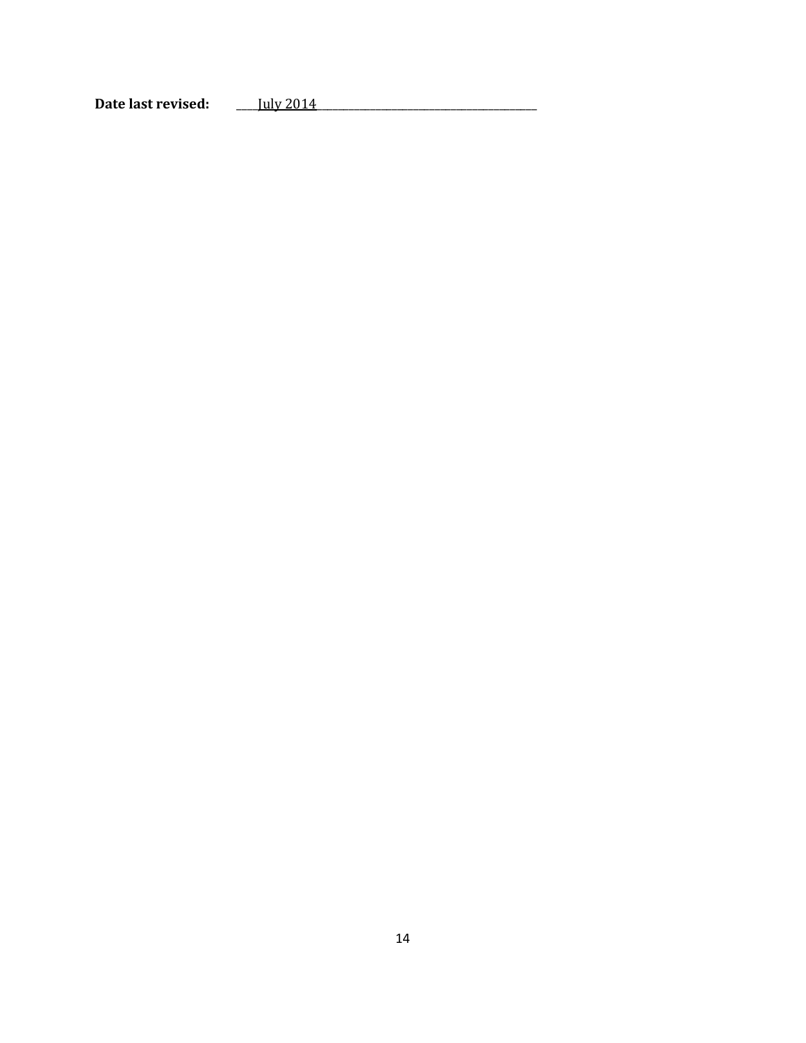**Date last revised:** July 2014